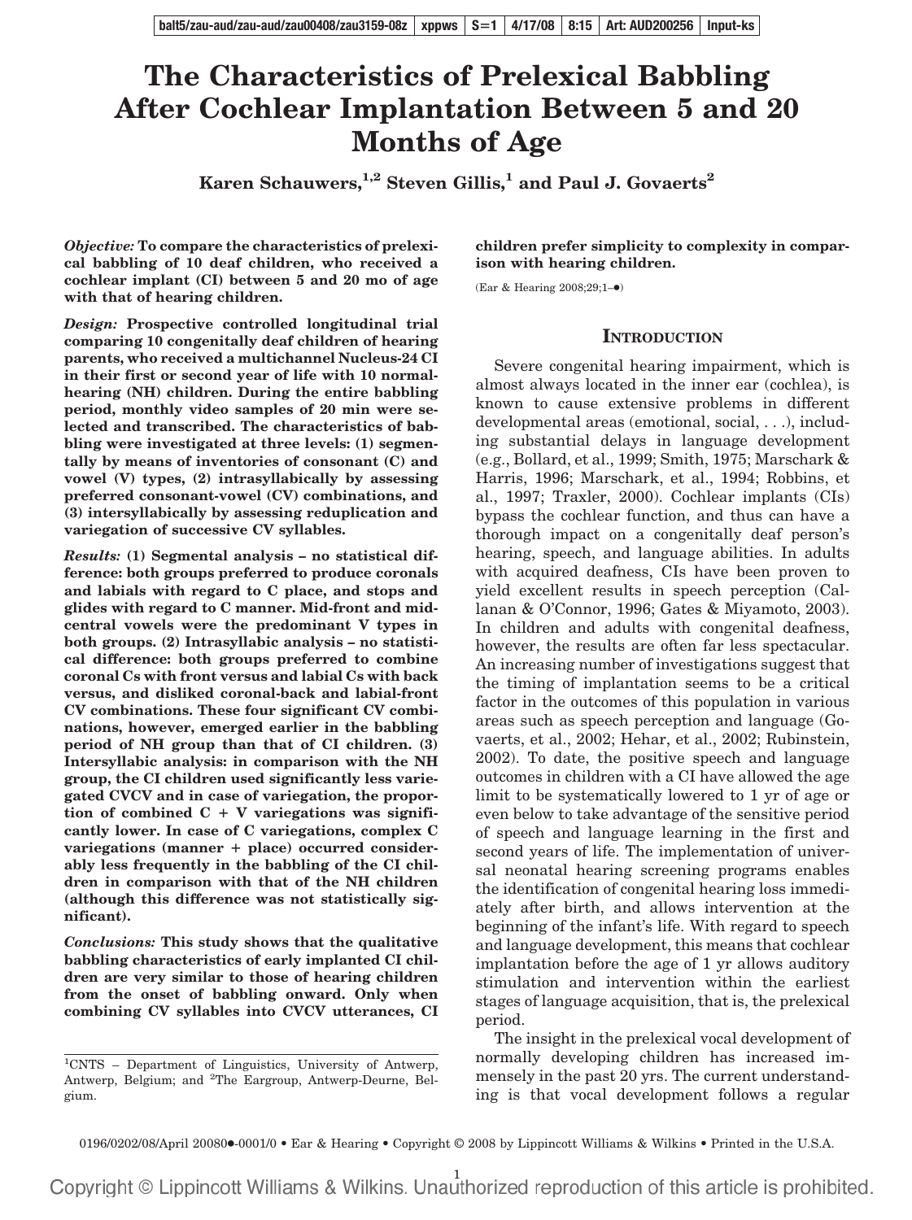# The Characteristics of Prelexical Babbling After Cochlear Implantation Between 5 and 20 Months of Age

**Karen Schauwers,[1,2] Steven Gillis,[1] and Paul J. Govaerts[2]**

***Objective:*** **To compare the characteristics of prelexical babbling of 10 deaf children, who received a cochlear implant (CI) between 5 and 20 mo of age with that of hearing children.**

***Design:*** **Prospective controlled longitudinal trial comparing 10 congenitally deaf children of hearing parents, who received a multichannel Nucleus-24 CI in their first or second year of life with 10 normal-hearing (NH) children. During the entire babbling period, monthly video samples of 20 min were selected and transcribed. The characteristics of babbling were investigated at three levels: (1) segmentally by means of inventories of consonant (C) and vowel (V) types, (2) intrasyllabically by assessing preferred consonant-vowel (CV) combinations, and (3) intersyllabically by assessing reduplication and variegation of successive CV syllables.**

***Results:*** **(1) Segmental analysis – no statistical difference: both groups preferred to produce coronals and labials with regard to C place, and stops and glides with regard to C manner. Mid-front and mid-central vowels were the predominant V types in both groups. (2) Intrasyllabic analysis – no statistical difference: both groups preferred to combine coronal Cs with front versus and labial Cs with back versus, and disliked coronal-back and labial-front CV combinations. These four significant CV combinations, however, emerged earlier in the babbling period of NH group than that of CI children. (3) Intersyllabic analysis: in comparison with the NH group, the CI children used significantly less variegated CVCV and in case of variegation, the proportion of combined C + V variegations was significantly lower. In case of C variegations, complex C variegations (manner + place) occurred considerably less frequently in the babbling of the CI children in comparison with that of the NH children (although this difference was not statistically significant).**

***Conclusions:*** **This study shows that the qualitative babbling characteristics of early implanted CI children are very similar to those of hearing children from the onset of babbling onward. Only when combining CV syllables into CVCV utterances, CI children prefer simplicity to complexity in comparison with hearing children.**

(Ear & Hearing 2008;29;1–●)

[1]CNTS – Department of Linguistics, University of Antwerp, Antwerp, Belgium; and [2]The Eargroup, Antwerp-Deurne, Belgium.

## Introduction

Severe congenital hearing impairment, which is almost always located in the inner ear (cochlea), is known to cause extensive problems in different developmental areas (emotional, social, . . .), including substantial delays in language development (e.g., Bollard, et al., 1999; Smith, 1975; Marschark & Harris, 1996; Marschark, et al., 1994; Robbins, et al., 1997; Traxler, 2000). Cochlear implants (CIs) bypass the cochlear function, and thus can have a thorough impact on a congenitally deaf person's hearing, speech, and language abilities. In adults with acquired deafness, CIs have been proven to yield excellent results in speech perception (Callanan & O'Connor, 1996; Gates & Miyamoto, 2003). In children and adults with congenital deafness, however, the results are often far less spectacular. An increasing number of investigations suggest that the timing of implantation seems to be a critical factor in the outcomes of this population in various areas such as speech perception and language (Govaerts, et al., 2002; Hehar, et al., 2002; Rubinstein, 2002). To date, the positive speech and language outcomes in children with a CI have allowed the age limit to be systematically lowered to 1 yr of age or even below to take advantage of the sensitive period of speech and language learning in the first and second years of life. The implementation of universal neonatal hearing screening programs enables the identification of congenital hearing loss immediately after birth, and allows intervention at the beginning of the infant's life. With regard to speech and language development, this means that cochlear implantation before the age of 1 yr allows auditory stimulation and intervention within the earliest stages of language acquisition, that is, the prelexical period.

The insight in the prelexical vocal development of normally developing children has increased immensely in the past 20 yrs. The current understanding is that vocal development follows a regular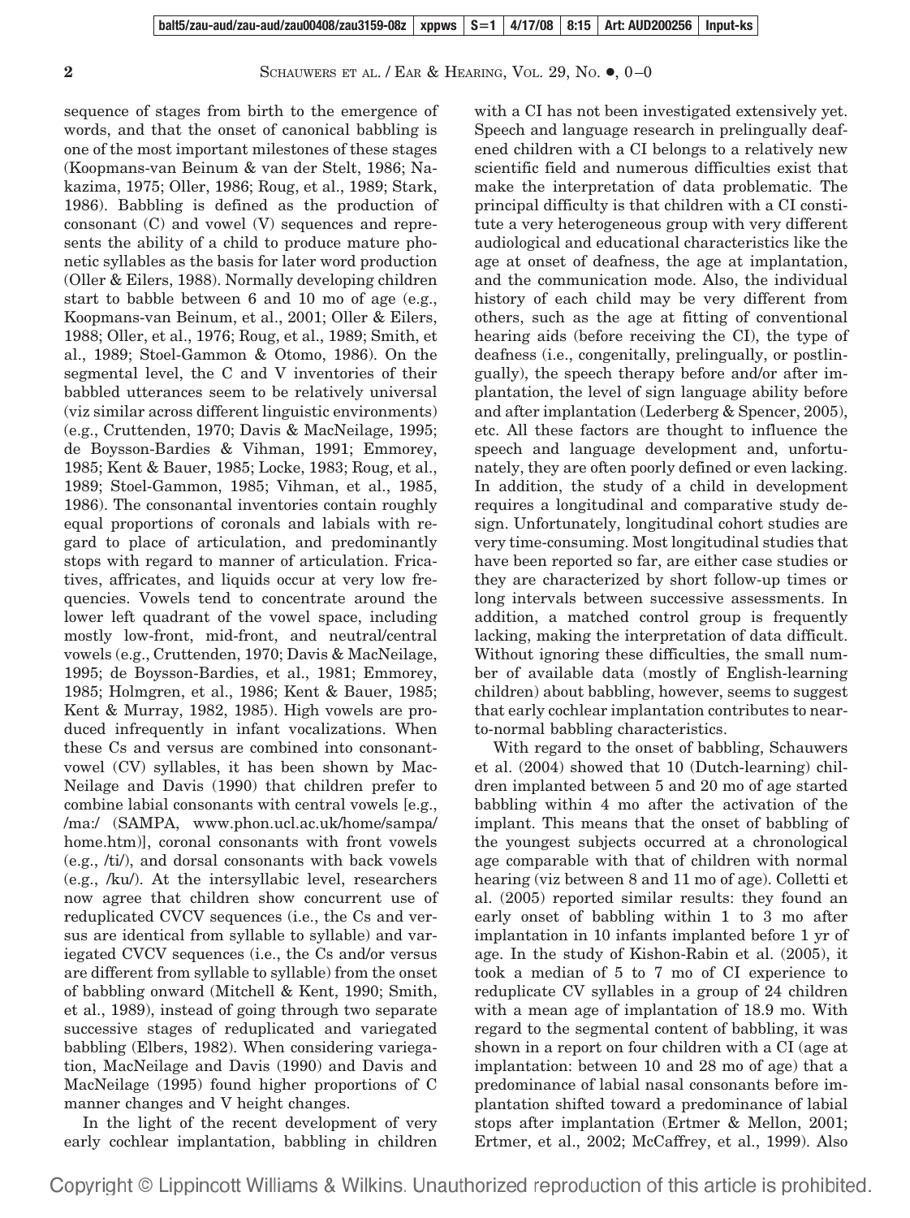sequence of stages from birth to the emergence of words, and that the onset of canonical babbling is one of the most important milestones of these stages (Koopmans-van Beinum & van der Stelt, 1986; Nakazima, 1975; Oller, 1986; Roug, et al., 1989; Stark, 1986). Babbling is defined as the production of consonant (C) and vowel (V) sequences and represents the ability of a child to produce mature phonetic syllables as the basis for later word production (Oller & Eilers, 1988). Normally developing children start to babble between 6 and 10 mo of age (e.g., Koopmans-van Beinum, et al., 2001; Oller & Eilers, 1988; Oller, et al., 1976; Roug, et al., 1989; Smith, et al., 1989; Stoel-Gammon & Otomo, 1986). On the segmental level, the C and V inventories of their babbled utterances seem to be relatively universal (viz similar across different linguistic environments) (e.g., Cruttenden, 1970; Davis & MacNeilage, 1995; de Boysson-Bardies & Vihman, 1991; Emmorey, 1985; Kent & Bauer, 1985; Locke, 1983; Roug, et al., 1989; Stoel-Gammon, 1985; Vihman, et al., 1985, 1986). The consonantal inventories contain roughly equal proportions of coronals and labials with regard to place of articulation, and predominantly stops with regard to manner of articulation. Fricatives, affricates, and liquids occur at very low frequencies. Vowels tend to concentrate around the lower left quadrant of the vowel space, including mostly low-front, mid-front, and neutral/central vowels (e.g., Cruttenden, 1970; Davis & MacNeilage, 1995; de Boysson-Bardies, et al., 1981; Emmorey, 1985; Holmgren, et al., 1986; Kent & Bauer, 1985; Kent & Murray, 1982, 1985). High vowels are produced infrequently in infant vocalizations. When these Cs and versus are combined into consonant-vowel (CV) syllables, it has been shown by MacNeilage and Davis (1990) that children prefer to combine labial consonants with central vowels [e.g., /ma:/ (SAMPA, www.phon.ucl.ac.uk/home/sampa/home.htm)], coronal consonants with front vowels (e.g., /ti/), and dorsal consonants with back vowels (e.g., /ku/). At the intersyllabic level, researchers now agree that children show concurrent use of reduplicated CVCV sequences (i.e., the Cs and versus are identical from syllable to syllable) and variegated CVCV sequences (i.e., the Cs and/or versus are different from syllable to syllable) from the onset of babbling onward (Mitchell & Kent, 1990; Smith, et al., 1989), instead of going through two separate successive stages of reduplicated and variegated babbling (Elbers, 1982). When considering variegation, MacNeilage and Davis (1990) and Davis and MacNeilage (1995) found higher proportions of C manner changes and V height changes.

In the light of the recent development of very early cochlear implantation, babbling in children with a CI has not been investigated extensively yet. Speech and language research in prelingually deafened children with a CI belongs to a relatively new scientific field and numerous difficulties exist that make the interpretation of data problematic. The principal difficulty is that children with a CI constitute a very heterogeneous group with very different audiological and educational characteristics like the age at onset of deafness, the age at implantation, and the communication mode. Also, the individual history of each child may be very different from others, such as the age at fitting of conventional hearing aids (before receiving the CI), the type of deafness (i.e., congenitally, prelingually, or postlingually), the speech therapy before and/or after implantation, the level of sign language ability before and after implantation (Lederberg & Spencer, 2005), etc. All these factors are thought to influence the speech and language development and, unfortunately, they are often poorly defined or even lacking. In addition, the study of a child in development requires a longitudinal and comparative study design. Unfortunately, longitudinal cohort studies are very time-consuming. Most longitudinal studies that have been reported so far, are either case studies or they are characterized by short follow-up times or long intervals between successive assessments. In addition, a matched control group is frequently lacking, making the interpretation of data difficult. Without ignoring these difficulties, the small number of available data (mostly of English-learning children) about babbling, however, seems to suggest that early cochlear implantation contributes to near-to-normal babbling characteristics.

With regard to the onset of babbling, Schauwers et al. (2004) showed that 10 (Dutch-learning) children implanted between 5 and 20 mo of age started babbling within 4 mo after the activation of the implant. This means that the onset of babbling of the youngest subjects occurred at a chronological age comparable with that of children with normal hearing (viz between 8 and 11 mo of age). Colletti et al. (2005) reported similar results: they found an early onset of babbling within 1 to 3 mo after implantation in 10 infants implanted before 1 yr of age. In the study of Kishon-Rabin et al. (2005), it took a median of 5 to 7 mo of CI experience to reduplicate CV syllables in a group of 24 children with a mean age of implantation of 18.9 mo. With regard to the segmental content of babbling, it was shown in a report on four children with a CI (age at implantation: between 10 and 28 mo of age) that a predominance of labial nasal consonants before implantation shifted toward a predominance of labial stops after implantation (Ertmer & Mellon, 2001; Ertmer, et al., 2002; McCaffrey, et al., 1999). Also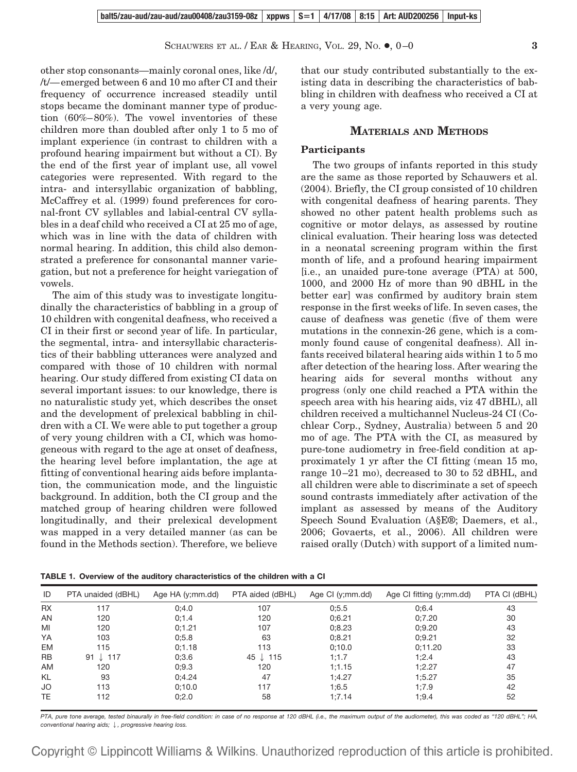other stop consonants—mainly coronal ones, like /d/, /t/—emerged between 6 and 10 mo after CI and their frequency of occurrence increased steadily until stops became the dominant manner type of production (60%–80%). The vowel inventories of these children more than doubled after only 1 to 5 mo of implant experience (in contrast to children with a profound hearing impairment but without a CI). By the end of the first year of implant use, all vowel categories were represented. With regard to the intra- and intersyllabic organization of babbling, McCaffrey et al. (1999) found preferences for coronal-front CV syllables and labial-central CV syllables in a deaf child who received a CI at 25 mo of age, which was in line with the data of children with normal hearing. In addition, this child also demonstrated a preference for consonantal manner variegation, but not a preference for height variegation of vowels.

The aim of this study was to investigate longitudinally the characteristics of babbling in a group of 10 children with congenital deafness, who received a CI in their first or second year of life. In particular, the segmental, intra- and intersyllabic characteristics of their babbling utterances were analyzed and compared with those of 10 children with normal hearing. Our study differed from existing CI data on several important issues: to our knowledge, there is no naturalistic study yet, which describes the onset and the development of prelexical babbling in children with a CI. We were able to put together a group of very young children with a CI, which was homogeneous with regard to the age at onset of deafness, the hearing level before implantation, the age at fitting of conventional hearing aids before implantation, the communication mode, and the linguistic background. In addition, both the CI group and the matched group of hearing children were followed longitudinally, and their prelexical development was mapped in a very detailed manner (as can be found in the Methods section). Therefore, we believe that our study contributed substantially to the existing data in describing the characteristics of babbling in children with deafness who received a CI at a very young age.

## MATERIALS AND METHODS

### Participants

The two groups of infants reported in this study are the same as those reported by Schauwers et al. (2004). Briefly, the CI group consisted of 10 children with congenital deafness of hearing parents. They showed no other patent health problems such as cognitive or motor delays, as assessed by routine clinical evaluation. Their hearing loss was detected in a neonatal screening program within the first month of life, and a profound hearing impairment [i.e., an unaided pure-tone average (PTA) at 500, 1000, and 2000 Hz of more than 90 dBHL in the better ear] was confirmed by auditory brain stem response in the first weeks of life. In seven cases, the cause of deafness was genetic (five of them were mutations in the connexin-26 gene, which is a commonly found cause of congenital deafness). All infants received bilateral hearing aids within 1 to 5 mo after detection of the hearing loss. After wearing the hearing aids for several months without any progress (only one child reached a PTA within the speech area with his hearing aids, viz 47 dBHL), all children received a multichannel Nucleus-24 CI (Cochlear Corp., Sydney, Australia) between 5 and 20 mo of age. The PTA with the CI, as measured by pure-tone audiometry in free-field condition at approximately 1 yr after the CI fitting (mean 15 mo, range 10–21 mo), decreased to 30 to 52 dBHL, and all children were able to discriminate a set of speech sound contrasts immediately after activation of the implant as assessed by means of the Auditory Speech Sound Evaluation (A§E®; Daemers, et al., 2006; Govaerts, et al., 2006). All children were raised orally (Dutch) with support of a limited num-

**TABLE 1. Overview of the auditory characteristics of the children with a CI**

| ID | PTA unaided (dBHL) | Age HA (y;mm.dd) | PTA aided (dBHL) | Age CI (y;mm.dd) | Age CI fitting (y;mm.dd) | PTA CI (dBHL) |
|---|---|---|---|---|---|---|
| RX | 117 | 0;4.0 | 107 | 0;5.5 | 0;6.4 | 43 |
| AN | 120 | 0;1.4 | 120 | 0;6.21 | 0;7.20 | 30 |
| MI | 120 | 0;1.21 | 107 | 0;8.23 | 0;9.20 | 43 |
| YA | 103 | 0;5.8 | 63 | 0;8.21 | 0;9.21 | 32 |
| EM | 115 | 0;1.18 | 113 | 0;10.0 | 0;11.20 | 33 |
| RB | 91 ↓ 117 | 0;3.6 | 45 ↓ 115 | 1;1.7 | 1;2.4 | 43 |
| AM | 120 | 0;9.3 | 120 | 1;1.15 | 1;2.27 | 47 |
| KL | 93 | 0;4.24 | 47 | 1;4.27 | 1;5.27 | 35 |
| JO | 113 | 0;10.0 | 117 | 1;6.5 | 1;7.9 | 42 |
| TE | 112 | 0;2.0 | 58 | 1;7.14 | 1;9.4 | 52 |

*PTA, pure tone average, tested binaurally in free-field condition: in case of no response at 120 dBHL (i.e., the maximum output of the audiometer), this was coded as "120 dBHL"; HA, conventional hearing aids; ↓, progressive hearing loss.*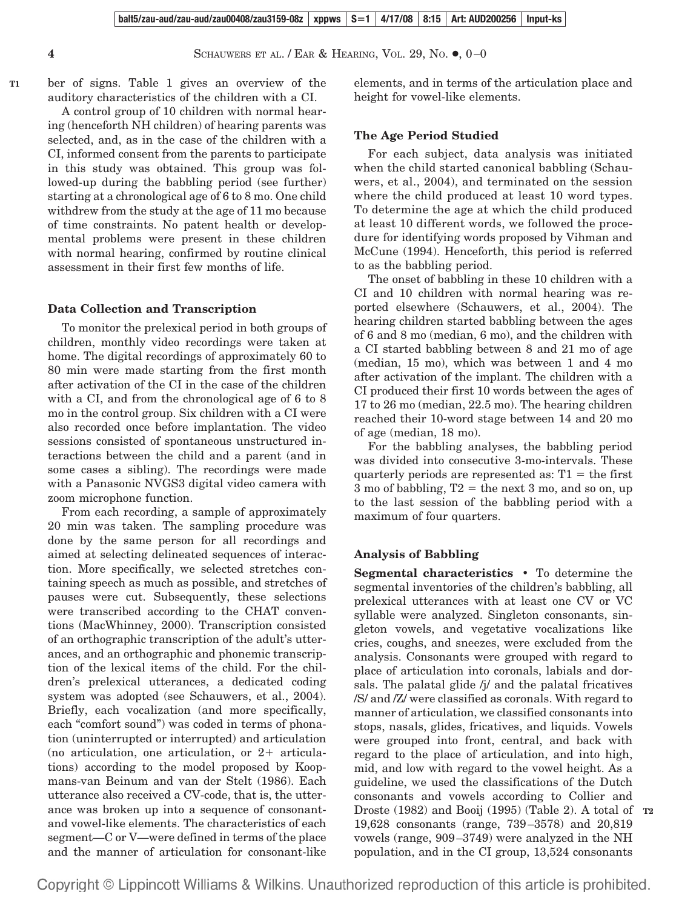ber of signs. Table 1 gives an overview of the auditory characteristics of the children with a CI.

A control group of 10 children with normal hearing (henceforth NH children) of hearing parents was selected, and, as in the case of the children with a CI, informed consent from the parents to participate in this study was obtained. This group was followed-up during the babbling period (see further) starting at a chronological age of 6 to 8 mo. One child withdrew from the study at the age of 11 mo because of time constraints. No patent health or developmental problems were present in these children with normal hearing, confirmed by routine clinical assessment in their first few months of life.

## Data Collection and Transcription

To monitor the prelexical period in both groups of children, monthly video recordings were taken at home. The digital recordings of approximately 60 to 80 min were made starting from the first month after activation of the CI in the case of the children with a CI, and from the chronological age of 6 to 8 mo in the control group. Six children with a CI were also recorded once before implantation. The video sessions consisted of spontaneous unstructured interactions between the child and a parent (and in some cases a sibling). The recordings were made with a Panasonic NVGS3 digital video camera with zoom microphone function.

From each recording, a sample of approximately 20 min was taken. The sampling procedure was done by the same person for all recordings and aimed at selecting delineated sequences of interaction. More specifically, we selected stretches containing speech as much as possible, and stretches of pauses were cut. Subsequently, these selections were transcribed according to the CHAT conventions (MacWhinney, 2000). Transcription consisted of an orthographic transcription of the adult's utterances, and an orthographic and phonemic transcription of the lexical items of the child. For the children's prelexical utterances, a dedicated coding system was adopted (see Schauwers, et al., 2004). Briefly, each vocalization (and more specifically, each "comfort sound") was coded in terms of phonation (uninterrupted or interrupted) and articulation (no articulation, one articulation, or 2+ articulations) according to the model proposed by Koopmans-van Beinum and van der Stelt (1986). Each utterance also received a CV-code, that is, the utterance was broken up into a sequence of consonant- and vowel-like elements. The characteristics of each segment—C or V—were defined in terms of the place and the manner of articulation for consonant-like elements, and in terms of the articulation place and height for vowel-like elements.

## The Age Period Studied

For each subject, data analysis was initiated when the child started canonical babbling (Schauwers, et al., 2004), and terminated on the session where the child produced at least 10 word types. To determine the age at which the child produced at least 10 different words, we followed the procedure for identifying words proposed by Vihman and McCune (1994). Henceforth, this period is referred to as the babbling period.

The onset of babbling in these 10 children with a CI and 10 children with normal hearing was reported elsewhere (Schauwers, et al., 2004). The hearing children started babbling between the ages of 6 and 8 mo (median, 6 mo), and the children with a CI started babbling between 8 and 21 mo of age (median, 15 mo), which was between 1 and 4 mo after activation of the implant. The children with a CI produced their first 10 words between the ages of 17 to 26 mo (median, 22.5 mo). The hearing children reached their 10-word stage between 14 and 20 mo of age (median, 18 mo).

For the babbling analyses, the babbling period was divided into consecutive 3-mo-intervals. These quarterly periods are represented as: T1 = the first 3 mo of babbling, T2 = the next 3 mo, and so on, up to the last session of the babbling period with a maximum of four quarters.

## Analysis of Babbling

**Segmental characteristics** • To determine the segmental inventories of the children's babbling, all prelexical utterances with at least one CV or VC syllable were analyzed. Singleton consonants, singleton vowels, and vegetative vocalizations like cries, coughs, and sneezes, were excluded from the analysis. Consonants were grouped with regard to place of articulation into coronals, labials and dorsals. The palatal glide /j/ and the palatal fricatives /S/ and /Z/ were classified as coronals. With regard to manner of articulation, we classified consonants into stops, nasals, glides, fricatives, and liquids. Vowels were grouped into front, central, and back with regard to the place of articulation, and into high, mid, and low with regard to the vowel height. As a guideline, we used the classifications of the Dutch consonants and vowels according to Collier and Droste (1982) and Booij (1995) (Table 2). A total of 19,628 consonants (range, 739–3578) and 20,819 vowels (range, 909–3749) were analyzed in the NH population, and in the CI group, 13,524 consonants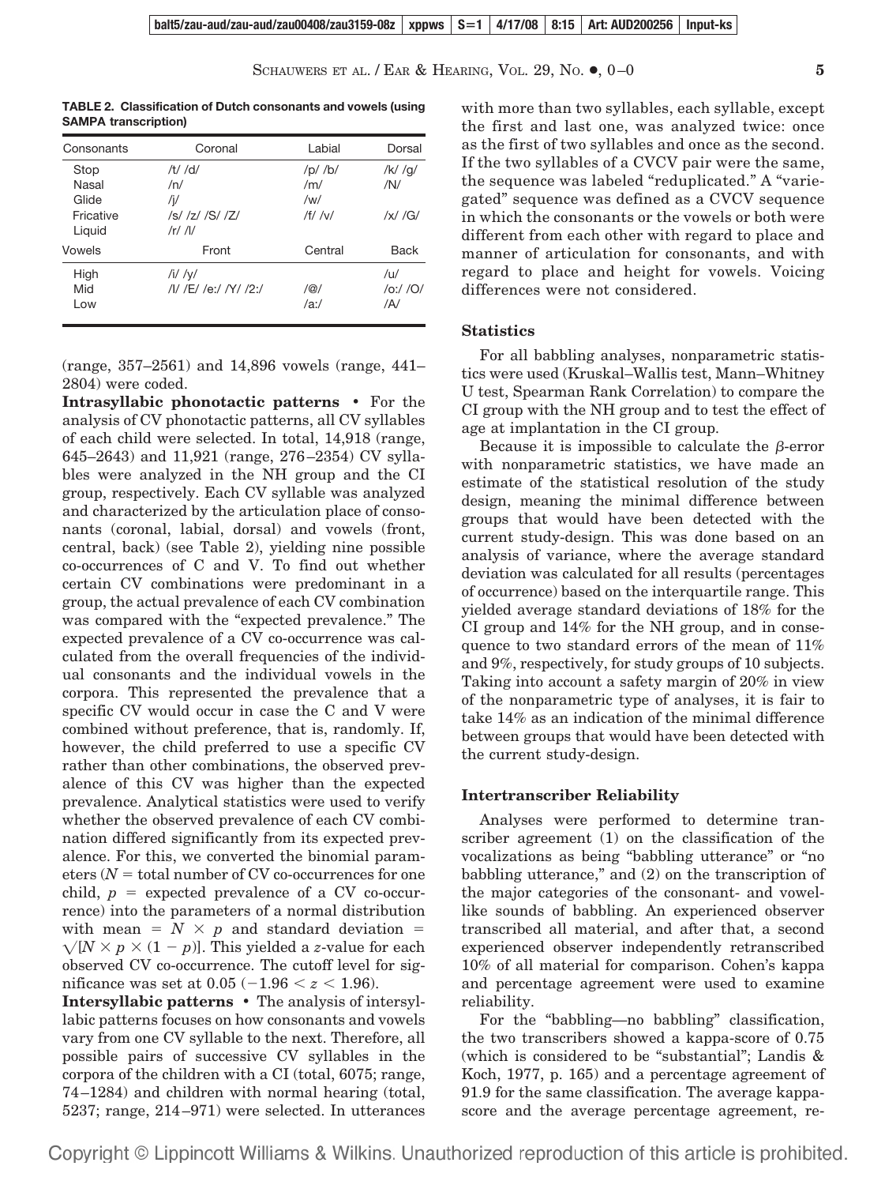**TABLE 2. Classification of Dutch consonants and vowels (using SAMPA transcription)**

| Consonants | Coronal | Labial | Dorsal |
|---|---|---|---|
| Stop | /t/ /d/ | /p/ /b/ | /k/ /g/ |
| Nasal | /n/ | /m/ | /N/ |
| Glide | /j/ | /w/ | |
| Fricative | /s/ /z/ /S/ /Z/ | /f/ /v/ | /x/ /G/ |
| Liquid | /r/ /l/ | | |
| **Vowels** | **Front** | **Central** | **Back** |
| High | /i/ /y/ | | /u/ |
| Mid | /I/ /E/ /e:/ /Y/ /2:/ | /@/ | /o:/ /O/ |
| Low | | /a:/ | /A/ |

(range, 357–2561) and 14,896 vowels (range, 441–2804) were coded.

**Intrasyllabic phonotactic patterns** • For the analysis of CV phonotactic patterns, all CV syllables of each child were selected. In total, 14,918 (range, 645–2643) and 11,921 (range, 276–2354) CV syllables were analyzed in the NH group and the CI group, respectively. Each CV syllable was analyzed and characterized by the articulation place of consonants (coronal, labial, dorsal) and vowels (front, central, back) (see Table 2), yielding nine possible co-occurrences of C and V. To find out whether certain CV combinations were predominant in a group, the actual prevalence of each CV combination was compared with the "expected prevalence." The expected prevalence of a CV co-occurrence was calculated from the overall frequencies of the individual consonants and the individual vowels in the corpora. This represented the prevalence that a specific CV would occur in case the C and V were combined without preference, that is, randomly. If, however, the child preferred to use a specific CV rather than other combinations, the observed prevalence of this CV was higher than the expected prevalence. Analytical statistics were used to verify whether the observed prevalence of each CV combination differed significantly from its expected prevalence. For this, we converted the binomial parameters ($N$ = total number of CV co-occurrences for one child, $p$ = expected prevalence of a CV co-occurrence) into the parameters of a normal distribution with mean = $N \times p$ and standard deviation = $\sqrt{[N \times p \times (1 - p)]}$. This yielded a $z$-value for each observed CV co-occurrence. The cutoff level for significance was set at 0.05 ($-1.96 < z < 1.96$).

**Intersyllabic patterns** • The analysis of intersyllabic patterns focuses on how consonants and vowels vary from one CV syllable to the next. Therefore, all possible pairs of successive CV syllables in the corpora of the children with a CI (total, 6075; range, 74–1284) and children with normal hearing (total, 5237; range, 214–971) were selected. In utterances with more than two syllables, each syllable, except the first and last one, was analyzed twice: once as the first of two syllables and once as the second. If the two syllables of a CVCV pair were the same, the sequence was labeled "reduplicated." A "variegated" sequence was defined as a CVCV sequence in which the consonants or the vowels or both were different from each other with regard to place and manner of articulation for consonants, and with regard to place and height for vowels. Voicing differences were not considered.

### Statistics

For all babbling analyses, nonparametric statistics were used (Kruskal–Wallis test, Mann–Whitney U test, Spearman Rank Correlation) to compare the CI group with the NH group and to test the effect of age at implantation in the CI group.

Because it is impossible to calculate the $\beta$-error with nonparametric statistics, we have made an estimate of the statistical resolution of the study design, meaning the minimal difference between groups that would have been detected with the current study-design. This was done based on an analysis of variance, where the average standard deviation was calculated for all results (percentages of occurrence) based on the interquartile range. This yielded average standard deviations of 18% for the CI group and 14% for the NH group, and in consequence to two standard errors of the mean of 11% and 9%, respectively, for study groups of 10 subjects. Taking into account a safety margin of 20% in view of the nonparametric type of analyses, it is fair to take 14% as an indication of the minimal difference between groups that would have been detected with the current study-design.

### Intertranscriber Reliability

Analyses were performed to determine transcriber agreement (1) on the classification of the vocalizations as being "babbling utterance" or "no babbling utterance," and (2) on the transcription of the major categories of the consonant- and vowel-like sounds of babbling. An experienced observer transcribed all material, and after that, a second experienced observer independently retranscribed 10% of all material for comparison. Cohen's kappa and percentage agreement were used to examine reliability.

For the "babbling—no babbling" classification, the two transcribers showed a kappa-score of 0.75 (which is considered to be "substantial"; Landis & Koch, 1977, p. 165) and a percentage agreement of 91.9 for the same classification. The average kappa-score and the average percentage agreement, re-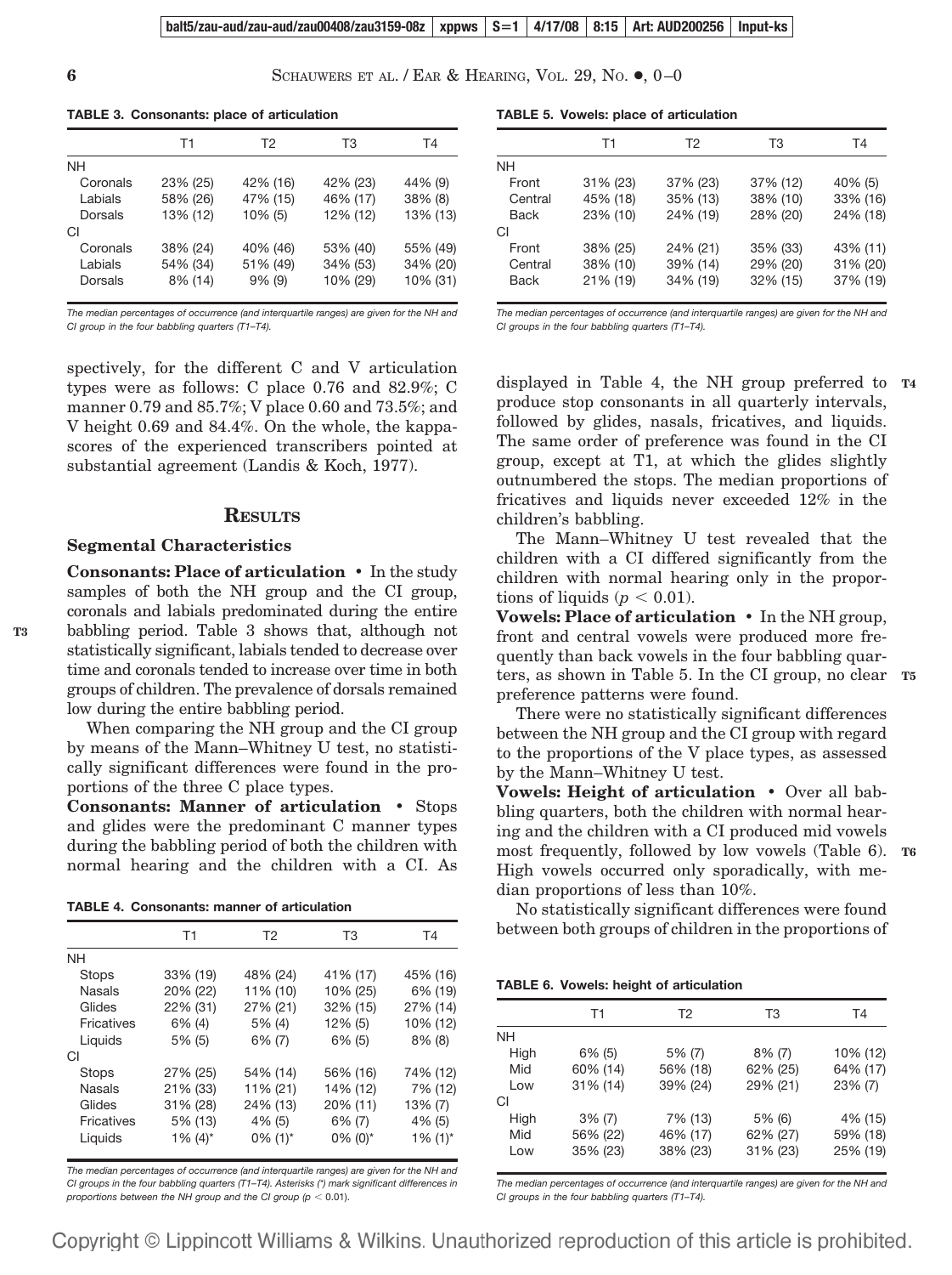**TABLE 3. Consonants: place of articulation**

| | T1 | T2 | T3 | T4 |
|---|---|---|---|---|
| NH | | | | |
| Coronals | 23% (25) | 42% (16) | 42% (23) | 44% (9) |
| Labials | 58% (26) | 47% (15) | 46% (17) | 38% (8) |
| Dorsals | 13% (12) | 10% (5) | 12% (12) | 13% (13) |
| CI | | | | |
| Coronals | 38% (24) | 40% (46) | 53% (40) | 55% (49) |
| Labials | 54% (34) | 51% (49) | 34% (53) | 34% (20) |
| Dorsals | 8% (14) | 9% (9) | 10% (29) | 10% (31) |

*The median percentages of occurrence (and interquartile ranges) are given for the NH and CI group in the four babbling quarters (T1–T4).*

spectively, for the different C and V articulation types were as follows: C place 0.76 and 82.9%; C manner 0.79 and 85.7%; V place 0.60 and 73.5%; and V height 0.69 and 84.4%. On the whole, the kappa-scores of the experienced transcribers pointed at substantial agreement (Landis & Koch, 1977).

## RESULTS

### Segmental Characteristics

**Consonants: Place of articulation** • In the study samples of both the NH group and the CI group, coronals and labials predominated during the entire babbling period. Table 3 shows that, although not statistically significant, labials tended to decrease over time and coronals tended to increase over time in both groups of children. The prevalence of dorsals remained low during the entire babbling period.

When comparing the NH group and the CI group by means of the Mann–Whitney U test, no statistically significant differences were found in the proportions of the three C place types.

**Consonants: Manner of articulation** • Stops and glides were the predominant C manner types during the babbling period of both the children with normal hearing and the children with a CI. As displayed in Table 4, the NH group preferred to produce stop consonants in all quarterly intervals, followed by glides, nasals, fricatives, and liquids. The same order of preference was found in the CI group, except at T1, at which the glides slightly outnumbered the stops. The median proportions of fricatives and liquids never exceeded 12% in the children's babbling.

**TABLE 4. Consonants: manner of articulation**

| | T1 | T2 | T3 | T4 |
|---|---|---|---|---|
| NH | | | | |
| Stops | 33% (19) | 48% (24) | 41% (17) | 45% (16) |
| Nasals | 20% (22) | 11% (10) | 10% (25) | 6% (19) |
| Glides | 22% (31) | 27% (21) | 32% (15) | 27% (14) |
| Fricatives | 6% (4) | 5% (4) | 12% (5) | 10% (12) |
| Liquids | 5% (5) | 6% (7) | 6% (5) | 8% (8) |
| CI | | | | |
| Stops | 27% (25) | 54% (14) | 56% (16) | 74% (12) |
| Nasals | 21% (33) | 11% (21) | 14% (12) | 7% (12) |
| Glides | 31% (28) | 24% (13) | 20% (11) | 13% (7) |
| Fricatives | 5% (13) | 4% (5) | 6% (7) | 4% (5) |
| Liquids | 1% (4)* | 0% (1)* | 0% (0)* | 1% (1)* |

*The median percentages of occurrence (and interquartile ranges) are given for the NH and CI groups in the four babbling quarters (T1–T4). Asterisks (\*) mark significant differences in proportions between the NH group and the CI group ($p < 0.01$).*

The Mann–Whitney U test revealed that the children with a CI differed significantly from the children with normal hearing only in the proportions of liquids ($p < 0.01$).

**Vowels: Place of articulation** • In the NH group, front and central vowels were produced more frequently than back vowels in the four babbling quarters, as shown in Table 5. In the CI group, no clear preference patterns were found.

**TABLE 5. Vowels: place of articulation**

| | T1 | T2 | T3 | T4 |
|---|---|---|---|---|
| NH | | | | |
| Front | 31% (23) | 37% (23) | 37% (12) | 40% (5) |
| Central | 45% (18) | 35% (13) | 38% (10) | 33% (16) |
| Back | 23% (10) | 24% (19) | 28% (20) | 24% (18) |
| CI | | | | |
| Front | 38% (25) | 24% (21) | 35% (33) | 43% (11) |
| Central | 38% (10) | 39% (14) | 29% (20) | 31% (20) |
| Back | 21% (19) | 34% (19) | 32% (15) | 37% (19) |

*The median percentages of occurrence (and interquartile ranges) are given for the NH and CI groups in the four babbling quarters (T1–T4).*

There were no statistically significant differences between the NH group and the CI group with regard to the proportions of the V place types, as assessed by the Mann–Whitney U test.

**Vowels: Height of articulation** • Over all babbling quarters, both the children with normal hearing and the children with a CI produced mid vowels most frequently, followed by low vowels (Table 6). High vowels occurred only sporadically, with median proportions of less than 10%.

No statistically significant differences were found between both groups of children in the proportions of

**TABLE 6. Vowels: height of articulation**

| | T1 | T2 | T3 | T4 |
|---|---|---|---|---|
| NH | | | | |
| High | 6% (5) | 5% (7) | 8% (7) | 10% (12) |
| Mid | 60% (14) | 56% (18) | 62% (25) | 64% (17) |
| Low | 31% (14) | 39% (24) | 29% (21) | 23% (7) |
| CI | | | | |
| High | 3% (7) | 7% (13) | 5% (6) | 4% (15) |
| Mid | 56% (22) | 46% (17) | 62% (27) | 59% (18) |
| Low | 35% (23) | 38% (23) | 31% (23) | 25% (19) |

*The median percentages of occurrence (and interquartile ranges) are given for the NH and CI groups in the four babbling quarters (T1–T4).*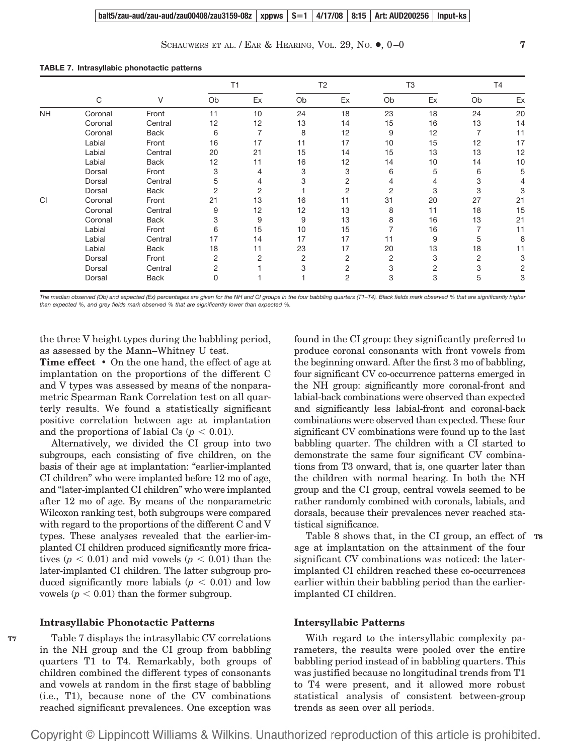**TABLE 7. Intrasyllabic phonotactic patterns**

| | C | V | T1 | | T2 | | T3 | | T4 | |
|---|---|---|---|---|---|---|---|---|---|---|
| | | | Ob | Ex | Ob | Ex | Ob | Ex | Ob | Ex |
| NH | Coronal | Front | 11 | 10 | 24 | 18 | 23 | 18 | 24 | 20 |
| | Coronal | Central | 12 | 12 | 13 | 14 | 15 | 16 | 13 | 14 |
| | Coronal | Back | 6 | 7 | 8 | 12 | 9 | 12 | 7 | 11 |
| | Labial | Front | 16 | 17 | 11 | 17 | 10 | 15 | 12 | 17 |
| | Labial | Central | 20 | 21 | 15 | 14 | 15 | 13 | 13 | 12 |
| | Labial | Back | 12 | 11 | 16 | 12 | 14 | 10 | 14 | 10 |
| | Dorsal | Front | 3 | 4 | 3 | 3 | 6 | 5 | 6 | 5 |
| | Dorsal | Central | 5 | 4 | 3 | 2 | 4 | 4 | 3 | 4 |
| | Dorsal | Back | 2 | 2 | 1 | 2 | 2 | 3 | 3 | 3 |
| CI | Coronal | Front | 21 | 13 | 16 | 11 | 31 | 20 | 27 | 21 |
| | Coronal | Central | 9 | 12 | 12 | 13 | 8 | 11 | 18 | 15 |
| | Coronal | Back | 3 | 9 | 9 | 13 | 8 | 16 | 13 | 21 |
| | Labial | Front | 6 | 15 | 10 | 15 | 7 | 16 | 7 | 11 |
| | Labial | Central | 17 | 14 | 17 | 17 | 11 | 9 | 5 | 8 |
| | Labial | Back | 18 | 11 | 23 | 17 | 20 | 13 | 18 | 11 |
| | Dorsal | Front | 2 | 2 | 2 | 2 | 2 | 3 | 2 | 3 |
| | Dorsal | Central | 2 | 1 | 3 | 2 | 3 | 2 | 3 | 2 |
| | Dorsal | Back | 0 | 1 | 1 | 2 | 3 | 3 | 5 | 3 |

*The median observed (Ob) and expected (Ex) percentages are given for the NH and CI groups in the four babbling quarters (T1–T4). Black fields mark observed % that are significantly higher than expected %, and grey fields mark observed % that are significantly lower than expected %.*

the three V height types during the babbling period, as assessed by the Mann–Whitney U test.

**Time effect** • On the one hand, the effect of age at implantation on the proportions of the different C and V types was assessed by means of the nonparametric Spearman Rank Correlation test on all quarterly results. We found a statistically significant positive correlation between age at implantation and the proportions of labial Cs ($p < 0.01$).

Alternatively, we divided the CI group into two subgroups, each consisting of five children, on the basis of their age at implantation: "earlier-implanted CI children" who were implanted before 12 mo of age, and "later-implanted CI children" who were implanted after 12 mo of age. By means of the nonparametric Wilcoxon ranking test, both subgroups were compared with regard to the proportions of the different C and V types. These analyses revealed that the earlier-implanted CI children produced significantly more fricatives ($p < 0.01$) and mid vowels ($p < 0.01$) than the later-implanted CI children. The latter subgroup produced significantly more labials ($p < 0.01$) and low vowels ($p < 0.01$) than the former subgroup.

### Intrasyllabic Phonotactic Patterns

Table 7 displays the intrasyllabic CV correlations in the NH group and the CI group from babbling quarters T1 to T4. Remarkably, both groups of children combined the different types of consonants and vowels at random in the first stage of babbling (i.e., T1), because none of the CV combinations reached significant prevalences. One exception was found in the CI group: they significantly preferred to produce coronal consonants with front vowels from the beginning onward. After the first 3 mo of babbling, four significant CV co-occurrence patterns emerged in the NH group: significantly more coronal-front and labial-back combinations were observed than expected and significantly less labial-front and coronal-back combinations were observed than expected. These four significant CV combinations were found up to the last babbling quarter. The children with a CI started to demonstrate the same four significant CV combinations from T3 onward, that is, one quarter later than the children with normal hearing. In both the NH group and the CI group, central vowels seemed to be rather randomly combined with coronals, labials, and dorsals, because their prevalences never reached statistical significance.

Table 8 shows that, in the CI group, an effect of age at implantation on the attainment of the four significant CV combinations was noticed: the later-implanted CI children reached these co-occurrences earlier within their babbling period than the earlier-implanted CI children.

### Intersyllabic Patterns

With regard to the intersyllabic complexity parameters, the results were pooled over the entire babbling period instead of in babbling quarters. This was justified because no longitudinal trends from T1 to T4 were present, and it allowed more robust statistical analysis of consistent between-group trends as seen over all periods.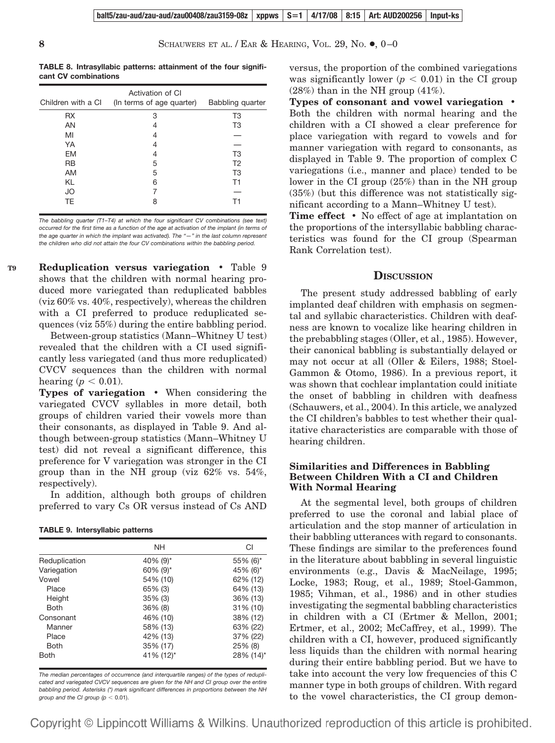**TABLE 8. Intrasyllabic patterns: attainment of the four significant CV combinations**

| Children with a CI | Activation of CI (In terms of age quarter) | Babbling quarter |
|---|---|---|
| RX | 3 | T3 |
| AN | 4 | T3 |
| MI | 4 | — |
| YA | 4 | — |
| EM | 4 | T3 |
| RB | 5 | T2 |
| AM | 5 | T3 |
| KL | 6 | T1 |
| JO | 7 | — |
| TE | 8 | T1 |

*The babbling quarter (T1–T4) at which the four significant CV combinations (see text) occurred for the first time as a function of the age at activation of the implant (in terms of the age quarter in which the implant was activated). The "—" in the last column represent the children who did not attain the four CV combinations within the babbling period.*

**Reduplication versus variegation** • Table 9 shows that the children with normal hearing produced more variegated than reduplicated babbles (viz 60% vs. 40%, respectively), whereas the children with a CI preferred to produce reduplicated sequences (viz 55%) during the entire babbling period.

Between-group statistics (Mann–Whitney U test) revealed that the children with a CI used significantly less variegated (and thus more reduplicated) CVCV sequences than the children with normal hearing ($p < 0.01$).

**Types of variegation** • When considering the variegated CVCV syllables in more detail, both groups of children varied their vowels more than their consonants, as displayed in Table 9. And although between-group statistics (Mann–Whitney U test) did not reveal a significant difference, this preference for V variegation was stronger in the CI group than in the NH group (viz 62% vs. 54%, respectively).

In addition, although both groups of children preferred to vary Cs OR versus instead of Cs AND versus, the proportion of the combined variegations was significantly lower ($p < 0.01$) in the CI group (28%) than in the NH group (41%).

**TABLE 9. Intersyllabic patterns**

| | NH | CI |
|---|---|---|
| Reduplication | 40% (9)* | 55% (6)* |
| Variegation | 60% (9)* | 45% (6)* |
| Vowel | 54% (10) | 62% (12) |
| Place | 65% (3) | 64% (13) |
| Height | 35% (3) | 36% (13) |
| Both | 36% (8) | 31% (10) |
| Consonant | 46% (10) | 38% (12) |
| Manner | 58% (13) | 63% (22) |
| Place | 42% (13) | 37% (22) |
| Both | 35% (17) | 25% (8) |
| Both | 41% (12)* | 28% (14)* |

*The median percentages of occurrence (and interquartile ranges) of the types of reduplicated and variegated CVCV sequences are given for the NH and CI group over the entire babbling period. Asterisks (\*) mark significant differences in proportions between the NH group and the CI group ($p < 0.01$).*

**Types of consonant and vowel variegation** • Both the children with normal hearing and the children with a CI showed a clear preference for place variegation with regard to vowels and for manner variegation with regard to consonants, as displayed in Table 9. The proportion of complex C variegations (i.e., manner and place) tended to be lower in the CI group (25%) than in the NH group (35%) (but this difference was not statistically significant according to a Mann–Whitney U test).

**Time effect** • No effect of age at implantation on the proportions of the intersyllabic babbling characteristics was found for the CI group (Spearman Rank Correlation test).

## Discussion

The present study addressed babbling of early implanted deaf children with emphasis on segmental and syllabic characteristics. Children with deafness are known to vocalize like hearing children in the prebabbling stages (Oller, et al., 1985). However, their canonical babbling is substantially delayed or may not occur at all (Oller & Eilers, 1988; Stoel-Gammon & Otomo, 1986). In a previous report, it was shown that cochlear implantation could initiate the onset of babbling in children with deafness (Schauwers, et al., 2004). In this article, we analyzed the CI children's babbles to test whether their qualitative characteristics are comparable with those of hearing children.

### Similarities and Differences in Babbling Between Children With a CI and Children With Normal Hearing

At the segmental level, both groups of children preferred to use the coronal and labial place of articulation and the stop manner of articulation in their babbling utterances with regard to consonants. These findings are similar to the preferences found in the literature about babbling in several linguistic environments (e.g., Davis & MacNeilage, 1995; Locke, 1983; Roug, et al., 1989; Stoel-Gammon, 1985; Vihman, et al., 1986) and in other studies investigating the segmental babbling characteristics in children with a CI (Ertmer & Mellon, 2001; Ertmer, et al., 2002; McCaffrey, et al., 1999). The children with a CI, however, produced significantly less liquids than the children with normal hearing during their entire babbling period. But we have to take into account the very low frequencies of this C manner type in both groups of children. With regard to the vowel characteristics, the CI group demon-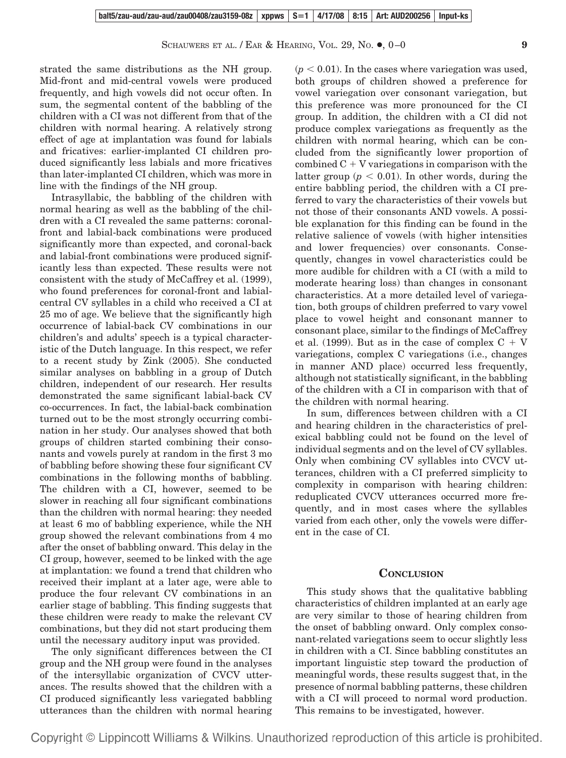strated the same distributions as the NH group. Mid-front and mid-central vowels were produced frequently, and high vowels did not occur often. In sum, the segmental content of the babbling of the children with a CI was not different from that of the children with normal hearing. A relatively strong effect of age at implantation was found for labials and fricatives: earlier-implanted CI children produced significantly less labials and more fricatives than later-implanted CI children, which was more in line with the findings of the NH group.

Intrasyllabic, the babbling of the children with normal hearing as well as the babbling of the children with a CI revealed the same patterns: coronal-front and labial-back combinations were produced significantly more than expected, and coronal-back and labial-front combinations were produced significantly less than expected. These results were not consistent with the study of McCaffrey et al. (1999), who found preferences for coronal-front and labial-central CV syllables in a child who received a CI at 25 mo of age. We believe that the significantly high occurrence of labial-back CV combinations in our children's and adults' speech is a typical characteristic of the Dutch language. In this respect, we refer to a recent study by Zink (2005). She conducted similar analyses on babbling in a group of Dutch children, independent of our research. Her results demonstrated the same significant labial-back CV co-occurrences. In fact, the labial-back combination turned out to be the most strongly occurring combination in her study. Our analyses showed that both groups of children started combining their consonants and vowels purely at random in the first 3 mo of babbling before showing these four significant CV combinations in the following months of babbling. The children with a CI, however, seemed to be slower in reaching all four significant combinations than the children with normal hearing: they needed at least 6 mo of babbling experience, while the NH group showed the relevant combinations from 4 mo after the onset of babbling onward. This delay in the CI group, however, seemed to be linked with the age at implantation: we found a trend that children who received their implant at a later age, were able to produce the four relevant CV combinations in an earlier stage of babbling. This finding suggests that these children were ready to make the relevant CV combinations, but they did not start producing them until the necessary auditory input was provided.

The only significant differences between the CI group and the NH group were found in the analyses of the intersyllabic organization of CVCV utterances. The results showed that the children with a CI produced significantly less variegated babbling utterances than the children with normal hearing ($p < 0.01$). In the cases where variegation was used, both groups of children showed a preference for vowel variegation over consonant variegation, but this preference was more pronounced for the CI group. In addition, the children with a CI did not produce complex variegations as frequently as the children with normal hearing, which can be concluded from the significantly lower proportion of combined C + V variegations in comparison with the latter group ($p < 0.01$). In other words, during the entire babbling period, the children with a CI preferred to vary the characteristics of their vowels but not those of their consonants AND vowels. A possible explanation for this finding can be found in the relative salience of vowels (with higher intensities and lower frequencies) over consonants. Consequently, changes in vowel characteristics could be more audible for children with a CI (with a mild to moderate hearing loss) than changes in consonant characteristics. At a more detailed level of variegation, both groups of children preferred to vary vowel place to vowel height and consonant manner to consonant place, similar to the findings of McCaffrey et al. (1999). But as in the case of complex C + V variegations, complex C variegations (i.e., changes in manner AND place) occurred less frequently, although not statistically significant, in the babbling of the children with a CI in comparison with that of the children with normal hearing.

In sum, differences between children with a CI and hearing children in the characteristics of prelexical babbling could not be found on the level of individual segments and on the level of CV syllables. Only when combining CV syllables into CVCV utterances, children with a CI preferred simplicity to complexity in comparison with hearing children: reduplicated CVCV utterances occurred more frequently, and in most cases where the syllables varied from each other, only the vowels were different in the case of CI.

## CONCLUSION

This study shows that the qualitative babbling characteristics of children implanted at an early age are very similar to those of hearing children from the onset of babbling onward. Only complex consonant-related variegations seem to occur slightly less in children with a CI. Since babbling constitutes an important linguistic step toward the production of meaningful words, these results suggest that, in the presence of normal babbling patterns, these children with a CI will proceed to normal word production. This remains to be investigated, however.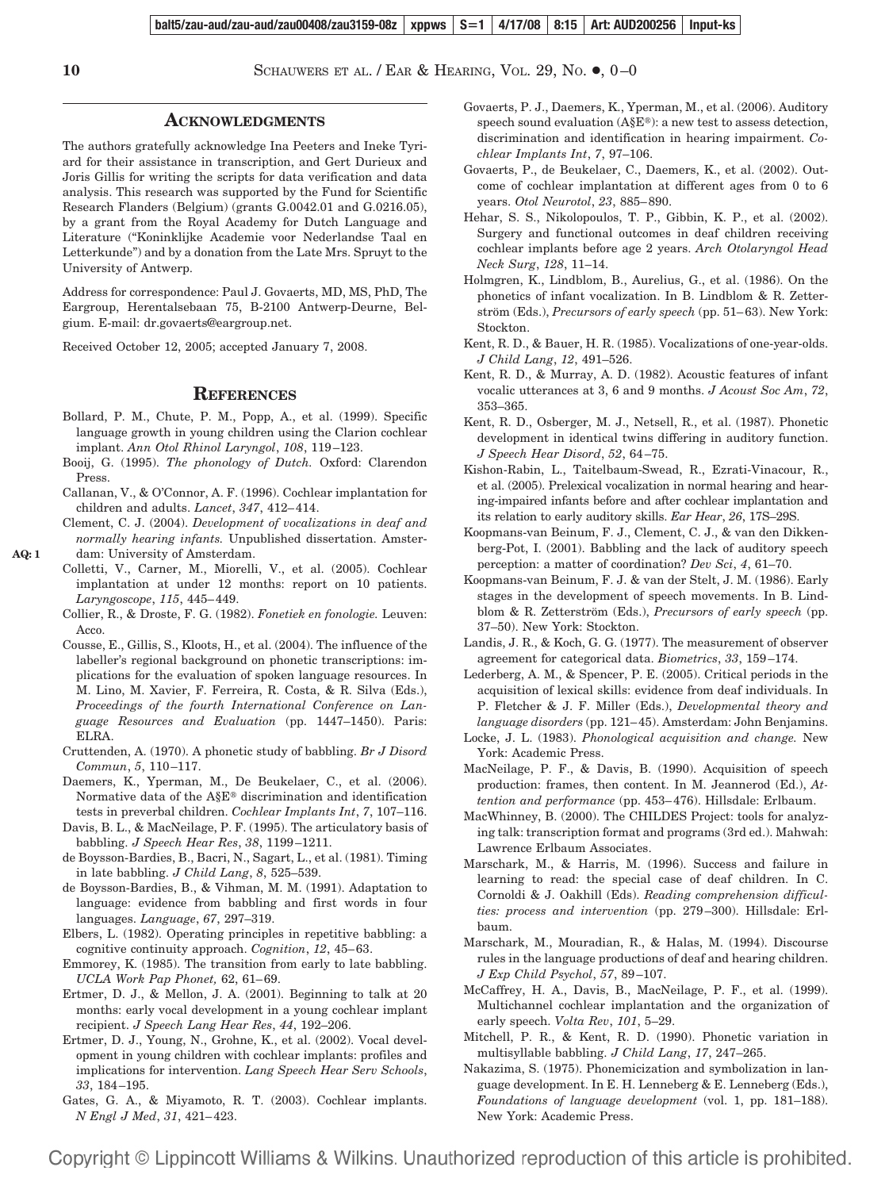## Acknowledgments

The authors gratefully acknowledge Ina Peeters and Ineke Tyriard for their assistance in transcription, and Gert Durieux and Joris Gillis for writing the scripts for data verification and data analysis. This research was supported by the Fund for Scientific Research Flanders (Belgium) (grants G.0042.01 and G.0216.05), by a grant from the Royal Academy for Dutch Language and Literature ("Koninklijke Academie voor Nederlandse Taal en Letterkunde") and by a donation from the Late Mrs. Spruyt to the University of Antwerp.

Address for correspondence: Paul J. Govaerts, MD, MS, PhD, The Eargroup, Herentalsebaan 75, B-2100 Antwerp-Deurne, Belgium. E-mail: dr.govaerts@eargroup.net.

Received October 12, 2005; accepted January 7, 2008.

## References

Bollard, P. M., Chute, P. M., Popp, A., et al. (1999). Specific language growth in young children using the Clarion cochlear implant. *Ann Otol Rhinol Laryngol*, *108*, 119–123.

Booij, G. (1995). *The phonology of Dutch.* Oxford: Clarendon Press.

Callanan, V., & O'Connor, A. F. (1996). Cochlear implantation for children and adults. *Lancet*, *347*, 412–414.

Clement, C. J. (2004). *Development of vocalizations in deaf and normally hearing infants.* Unpublished dissertation. Amsterdam: University of Amsterdam.

Colletti, V., Carner, M., Miorelli, V., et al. (2005). Cochlear implantation at under 12 months: report on 10 patients. *Laryngoscope*, *115*, 445–449.

Collier, R., & Droste, F. G. (1982). *Fonetiek en fonologie.* Leuven: Acco.

Cousse, E., Gillis, S., Kloots, H., et al. (2004). The influence of the labeller's regional background on phonetic transcriptions: implications for the evaluation of spoken language resources. In M. Lino, M. Xavier, F. Ferreira, R. Costa, & R. Silva (Eds.), *Proceedings of the fourth International Conference on Language Resources and Evaluation* (pp. 1447–1450). Paris: ELRA.

Cruttenden, A. (1970). A phonetic study of babbling. *Br J Disord Commun*, *5*, 110–117.

Daemers, K., Yperman, M., De Beukelaer, C., et al. (2006). Normative data of the A§E® discrimination and identification tests in preverbal children. *Cochlear Implants Int*, *7*, 107–116.

Davis, B. L., & MacNeilage, P. F. (1995). The articulatory basis of babbling. *J Speech Hear Res*, *38*, 1199–1211.

de Boysson-Bardies, B., Bacri, N., Sagart, L., et al. (1981). Timing in late babbling. *J Child Lang*, *8*, 525–539.

de Boysson-Bardies, B., & Vihman, M. M. (1991). Adaptation to language: evidence from babbling and first words in four languages. *Language*, *67*, 297–319.

Elbers, L. (1982). Operating principles in repetitive babbling: a cognitive continuity approach. *Cognition*, *12*, 45–63.

Emmorey, K. (1985). The transition from early to late babbling. *UCLA Work Pap Phonet,* 62, 61–69.

Ertmer, D. J., & Mellon, J. A. (2001). Beginning to talk at 20 months: early vocal development in a young cochlear implant recipient. *J Speech Lang Hear Res*, *44*, 192–206.

Ertmer, D. J., Young, N., Grohne, K., et al. (2002). Vocal development in young children with cochlear implants: profiles and implications for intervention. *Lang Speech Hear Serv Schools*, *33*, 184–195.

Gates, G. A., & Miyamoto, R. T. (2003). Cochlear implants. *N Engl J Med*, *31*, 421–423.

Govaerts, P. J., Daemers, K., Yperman, M., et al. (2006). Auditory speech sound evaluation (A§E®): a new test to assess detection, discrimination and identification in hearing impairment. *Cochlear Implants Int*, *7*, 97–106.

Govaerts, P., de Beukelaer, C., Daemers, K., et al. (2002). Outcome of cochlear implantation at different ages from 0 to 6 years. *Otol Neurotol*, *23*, 885–890.

Hehar, S. S., Nikolopoulos, T. P., Gibbin, K. P., et al. (2002). Surgery and functional outcomes in deaf children receiving cochlear implants before age 2 years. *Arch Otolaryngol Head Neck Surg*, *128*, 11–14.

Holmgren, K., Lindblom, B., Aurelius, G., et al. (1986). On the phonetics of infant vocalization. In B. Lindblom & R. Zetterström (Eds.), *Precursors of early speech* (pp. 51–63). New York: Stockton.

Kent, R. D., & Bauer, H. R. (1985). Vocalizations of one-year-olds. *J Child Lang*, *12*, 491–526.

Kent, R. D., & Murray, A. D. (1982). Acoustic features of infant vocalic utterances at 3, 6 and 9 months. *J Acoust Soc Am*, *72*, 353–365.

Kent, R. D., Osberger, M. J., Netsell, R., et al. (1987). Phonetic development in identical twins differing in auditory function. *J Speech Hear Disord*, *52*, 64–75.

Kishon-Rabin, L., Taitelbaum-Swead, R., Ezrati-Vinacour, R., et al. (2005). Prelexical vocalization in normal hearing and hearing-impaired infants before and after cochlear implantation and its relation to early auditory skills. *Ear Hear*, *26*, 17S–29S.

Koopmans-van Beinum, F. J., Clement, C. J., & van den Dikkenberg-Pot, I. (2001). Babbling and the lack of auditory speech perception: a matter of coordination? *Dev Sci*, *4*, 61–70.

Koopmans-van Beinum, F. J. & van der Stelt, J. M. (1986). Early stages in the development of speech movements. In B. Lindblom & R. Zetterström (Eds.), *Precursors of early speech* (pp. 37–50). New York: Stockton.

Landis, J. R., & Koch, G. G. (1977). The measurement of observer agreement for categorical data. *Biometrics*, *33*, 159–174.

Lederberg, A. M., & Spencer, P. E. (2005). Critical periods in the acquisition of lexical skills: evidence from deaf individuals. In P. Fletcher & J. F. Miller (Eds.), *Developmental theory and language disorders* (pp. 121–45). Amsterdam: John Benjamins.

Locke, J. L. (1983). *Phonological acquisition and change.* New York: Academic Press.

MacNeilage, P. F., & Davis, B. (1990). Acquisition of speech production: frames, then content. In M. Jeannerod (Ed.), *Attention and performance* (pp. 453–476). Hillsdale: Erlbaum.

MacWhinney, B. (2000). The CHILDES Project: tools for analyzing talk: transcription format and programs (3rd ed.). Mahwah: Lawrence Erlbaum Associates.

Marschark, M., & Harris, M. (1996). Success and failure in learning to read: the special case of deaf children. In C. Cornoldi & J. Oakhill (Eds). *Reading comprehension difficulties: process and intervention* (pp. 279–300). Hillsdale: Erlbaum.

Marschark, M., Mouradian, R., & Halas, M. (1994). Discourse rules in the language productions of deaf and hearing children. *J Exp Child Psychol*, *57*, 89–107.

McCaffrey, H. A., Davis, B., MacNeilage, P. F., et al. (1999). Multichannel cochlear implantation and the organization of early speech. *Volta Rev*, *101*, 5–29.

Mitchell, P. R., & Kent, R. D. (1990). Phonetic variation in multisyllable babbling. *J Child Lang*, *17*, 247–265.

Nakazima, S. (1975). Phonemicization and symbolization in language development. In E. H. Lenneberg & E. Lenneberg (Eds.), *Foundations of language development* (vol. 1, pp. 181–188). New York: Academic Press.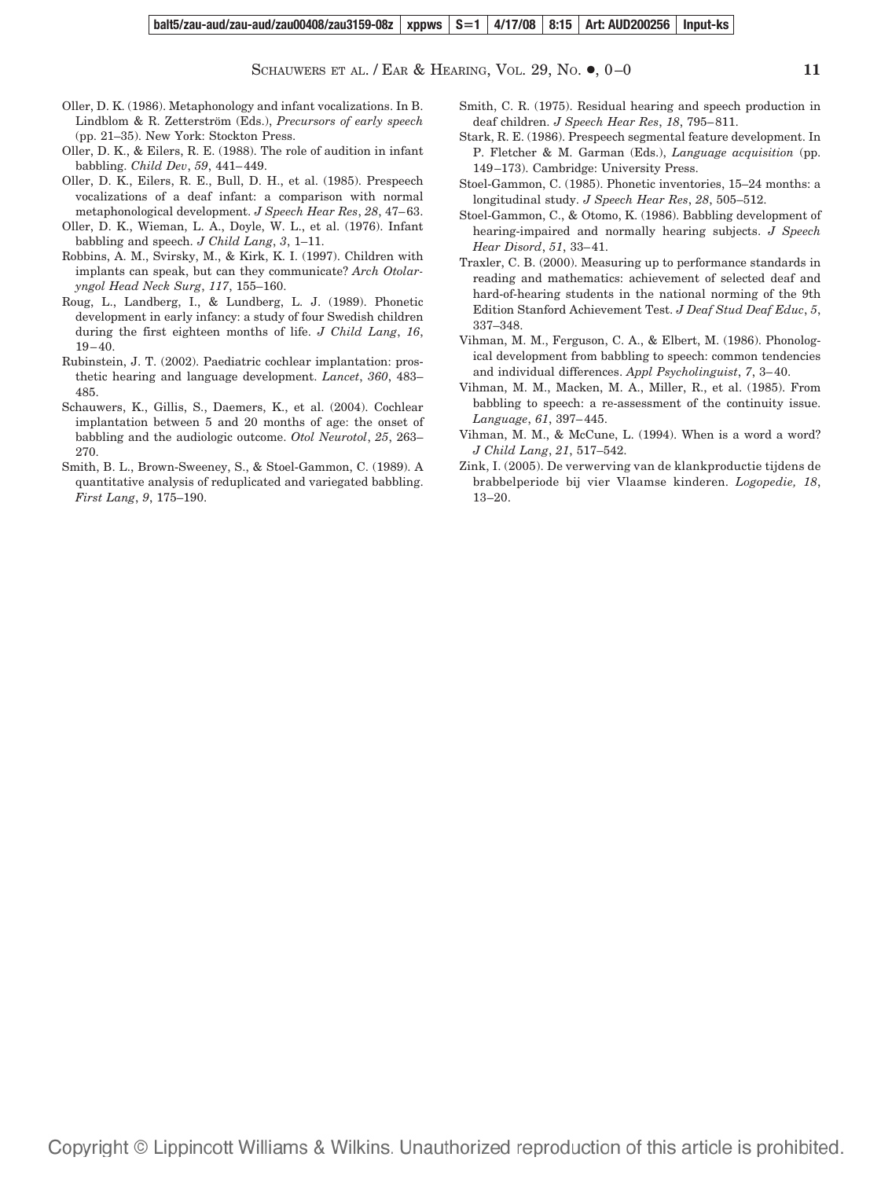Oller, D. K. (1986). Metaphonology and infant vocalizations. In B. Lindblom & R. Zetterström (Eds.), *Precursors of early speech* (pp. 21–35). New York: Stockton Press.

Oller, D. K., & Eilers, R. E. (1988). The role of audition in infant babbling. *Child Dev*, *59*, 441–449.

Oller, D. K., Eilers, R. E., Bull, D. H., et al. (1985). Prespeech vocalizations of a deaf infant: a comparison with normal metaphonological development. *J Speech Hear Res*, *28*, 47–63.

Oller, D. K., Wieman, L. A., Doyle, W. L., et al. (1976). Infant babbling and speech. *J Child Lang*, *3*, 1–11.

Robbins, A. M., Svirsky, M., & Kirk, K. I. (1997). Children with implants can speak, but can they communicate? *Arch Otolaryngol Head Neck Surg*, *117*, 155–160.

Roug, L., Landberg, I., & Lundberg, L. J. (1989). Phonetic development in early infancy: a study of four Swedish children during the first eighteen months of life. *J Child Lang*, *16*, 19–40.

Rubinstein, J. T. (2002). Paediatric cochlear implantation: prosthetic hearing and language development. *Lancet*, *360*, 483–485.

Schauwers, K., Gillis, S., Daemers, K., et al. (2004). Cochlear implantation between 5 and 20 months of age: the onset of babbling and the audiologic outcome. *Otol Neurotol*, *25*, 263–270.

Smith, B. L., Brown-Sweeney, S., & Stoel-Gammon, C. (1989). A quantitative analysis of reduplicated and variegated babbling. *First Lang*, *9*, 175–190.

Smith, C. R. (1975). Residual hearing and speech production in deaf children. *J Speech Hear Res*, *18*, 795–811.

Stark, R. E. (1986). Prespeech segmental feature development. In P. Fletcher & M. Garman (Eds.), *Language acquisition* (pp. 149–173). Cambridge: University Press.

Stoel-Gammon, C. (1985). Phonetic inventories, 15–24 months: a longitudinal study. *J Speech Hear Res*, *28*, 505–512.

Stoel-Gammon, C., & Otomo, K. (1986). Babbling development of hearing-impaired and normally hearing subjects. *J Speech Hear Disord*, *51*, 33–41.

Traxler, C. B. (2000). Measuring up to performance standards in reading and mathematics: achievement of selected deaf and hard-of-hearing students in the national norming of the 9th Edition Stanford Achievement Test. *J Deaf Stud Deaf Educ*, *5*, 337–348.

Vihman, M. M., Ferguson, C. A., & Elbert, M. (1986). Phonological development from babbling to speech: common tendencies and individual differences. *Appl Psycholinguist*, *7*, 3–40.

Vihman, M. M., Macken, M. A., Miller, R., et al. (1985). From babbling to speech: a re-assessment of the continuity issue. *Language*, *61*, 397–445.

Vihman, M. M., & McCune, L. (1994). When is a word a word? *J Child Lang*, *21*, 517–542.

Zink, I. (2005). De verwerving van de klankproductie tijdens de brabbelperiode bij vier Vlaamse kinderen. *Logopedie, 18*, 13–20.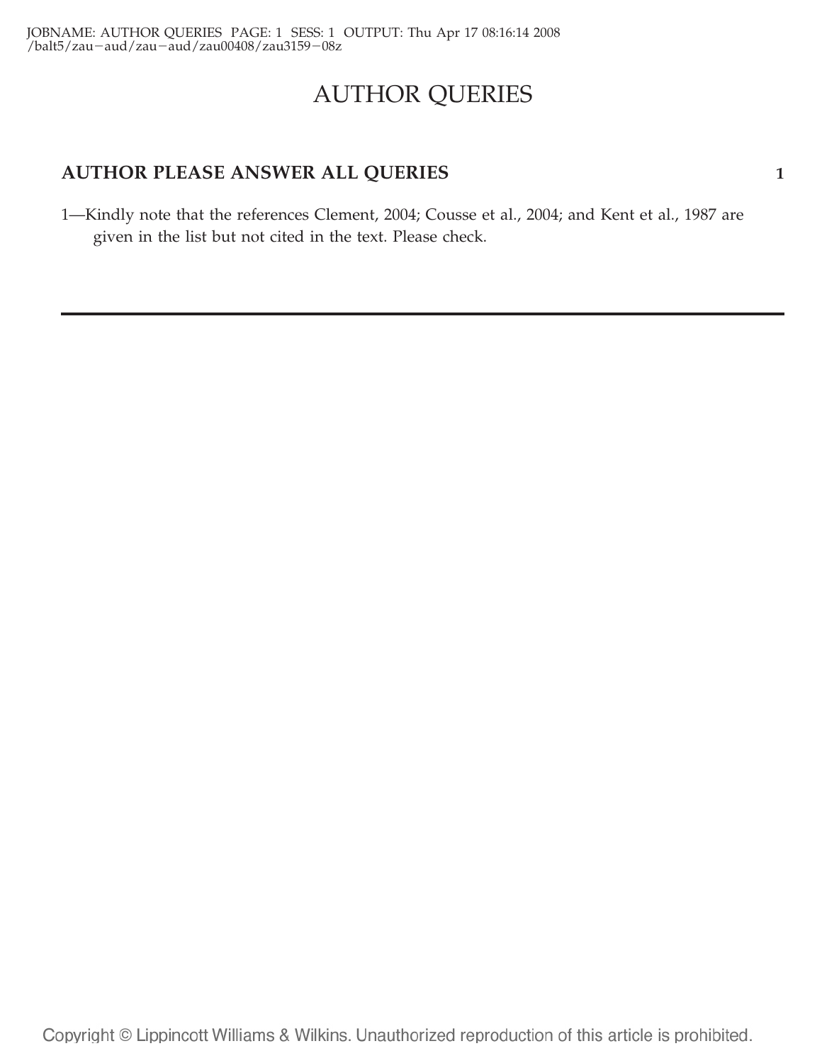# AUTHOR QUERIES

## AUTHOR PLEASE ANSWER ALL QUERIES

1—Kindly note that the references Clement, 2004; Cousse et al., 2004; and Kent et al., 1987 are given in the list but not cited in the text. Please check.